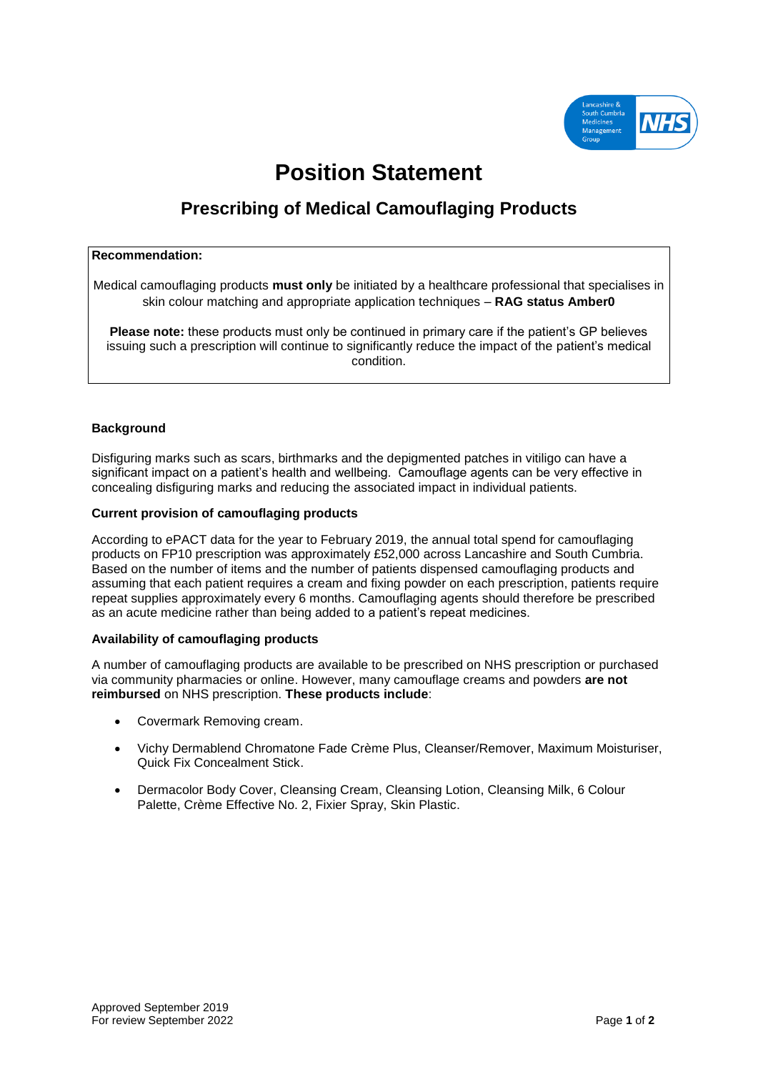# Position Statement

## Prescribing of Medical Camouflaging Products

**Recommendation:**

Medical camouflaging products **must only** be initiated by a healthcare professional that specialises in skin colour matching and appropriate application techniques – **RAG status Amber0**

**Please note:** these products must only be continued in primary care if the patient's GP believes issuing such a prescription will continue to significantly reduce the impact of the patient's medical condition.

### Background

Disfiguring marks such as scars, birthmarks and the depigmented patches in vitiligo can have a significant impact on a patient's health and wellbeing. Camouflage agents can be very effective in concealing disfiguring marks and reducing the associated impact in individual patients.

### Current provision of camouflaging products

According to ePACT data for the year to February 2019, the annual total spend for camouflaging products on FP10 prescription was approximately £52,000 across Lancashire and South Cumbria. Based on the number of items and the number of patients dispensed camouflaging products and assuming that each patient requires a cream and fixing powder on each prescription, patients require repeat supplies approximately every 6 months. Camouflaging agents should therefore be prescribed as an acute medicine rather than being added to a patient's repeat medicines.

### Availability of camouflaging products

A number of camouflaging products are available to be prescribed on NHS prescription or purchased via community pharmacies or online. However, many camouflage creams and powders **are not reimbursed** on NHS prescription. **These products include**:

- Covermark Removing cream.
- Vichy Dermablend Chromatone Fade Crème Plus, Cleanser/Remover, Maximum Moisturiser, Quick Fix Concealment Stick.
- Dermacolor Body Cover, Cleansing Cream, Cleansing Lotion, Cleansing Milk, 6 Colour Palette, Crème Effective No. 2, Fixier Spray, Skin Plastic.

Approved September 2019
For review September 2022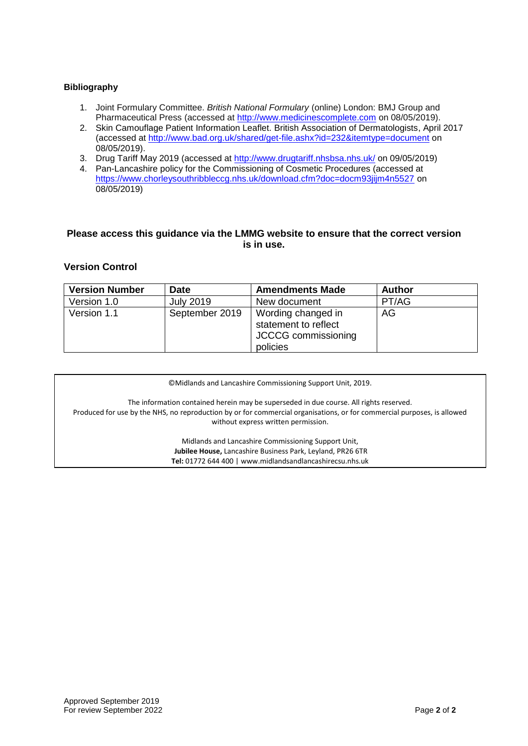**Bibliography**

1. Joint Formulary Committee. *British National Formulary* (online) London: BMJ Group and Pharmaceutical Press (accessed at http://www.medicinescomplete.com on 08/05/2019).
2. Skin Camouflage Patient Information Leaflet. British Association of Dermatologists, April 2017 (accessed at http://www.bad.org.uk/shared/get-file.ashx?id=232&itemtype=document on 08/05/2019).
3. Drug Tariff May 2019 (accessed at http://www.drugtariff.nhsbsa.nhs.uk/ on 09/05/2019)
4. Pan-Lancashire policy for the Commissioning of Cosmetic Procedures (accessed at https://www.chorleysouthribbleccg.nhs.uk/download.cfm?doc=docm93jijm4n5527 on 08/05/2019)

**Please access this guidance via the LMMG website to ensure that the correct version is in use.**

## Version Control

| Version Number | Date | Amendments Made | Author |
|---|---|---|---|
| Version 1.0 | July 2019 | New document | PT/AG |
| Version 1.1 | September 2019 | Wording changed in statement to reflect JCCCG commissioning policies | AG |

©Midlands and Lancashire Commissioning Support Unit, 2019.

The information contained herein may be superseded in due course. All rights reserved.
Produced for use by the NHS, no reproduction by or for commercial organisations, or for commercial purposes, is allowed without express written permission.

Midlands and Lancashire Commissioning Support Unit,
**Jubilee House,** Lancashire Business Park, Leyland, PR26 6TR
**Tel:** 01772 644 400 | www.midlandsandlancashirecsu.nhs.uk

Approved September 2019
For review September 2022